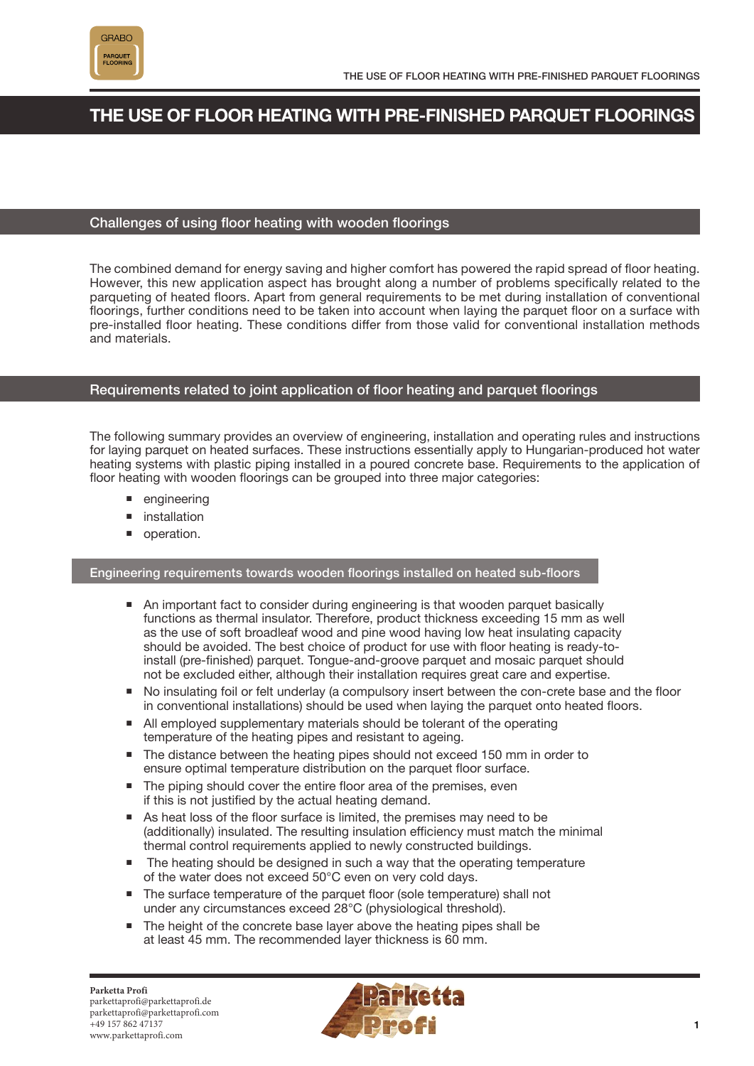# THE USE OF FLOOR HEATING WITH PRE-FINISHED PARQUET FLOORINGS

## Challenges of using floor heating with wooden floorings

The combined demand for energy saving and higher comfort has powered the rapid spread of floor heating. However, this new application aspect has brought along a number of problems specifically related to the parqueting of heated floors. Apart from general requirements to be met during installation of conventional floorings, further conditions need to be taken into account when laying the parquet floor on a surface with pre-installed floor heating. These conditions differ from those valid for conventional installation methods and materials.

## Requirements related to joint application of floor heating and parquet floorings

The following summary provides an overview of engineering, installation and operating rules and instructions for laying parquet on heated surfaces. These instructions essentially apply to Hungarian-produced hot water heating systems with plastic piping installed in a poured concrete base. Requirements to the application of floor heating with wooden floorings can be grouped into three major categories:

- engineering
- installation
- operation.

### Engineering requirements towards wooden floorings installed on heated sub-floors

- An important fact to consider during engineering is that wooden parquet basically functions as thermal insulator. Therefore, product thickness exceeding 15 mm as well as the use of soft broadleaf wood and pine wood having low heat insulating capacity should be avoided. The best choice of product for use with floor heating is ready-to-install (pre-finished) parquet. Tongue-and-groove parquet and mosaic parquet should not be excluded either, although their installation requires great care and expertise.
- No insulating foil or felt underlay (a compulsory insert between the con-crete base and the floor in conventional installations) should be used when laying the parquet onto heated floors.
- All employed supplementary materials should be tolerant of the operating temperature of the heating pipes and resistant to ageing.
- The distance between the heating pipes should not exceed 150 mm in order to ensure optimal temperature distribution on the parquet floor surface.
- The piping should cover the entire floor area of the premises, even if this is not justified by the actual heating demand.
- As heat loss of the floor surface is limited, the premises may need to be (additionally) insulated. The resulting insulation efficiency must match the minimal thermal control requirements applied to newly constructed buildings.
- The heating should be designed in such a way that the operating temperature of the water does not exceed 50°C even on very cold days.
- The surface temperature of the parquet floor (sole temperature) shall not under any circumstances exceed 28°C (physiological threshold).
- The height of the concrete base layer above the heating pipes shall be at least 45 mm. The recommended layer thickness is 60 mm.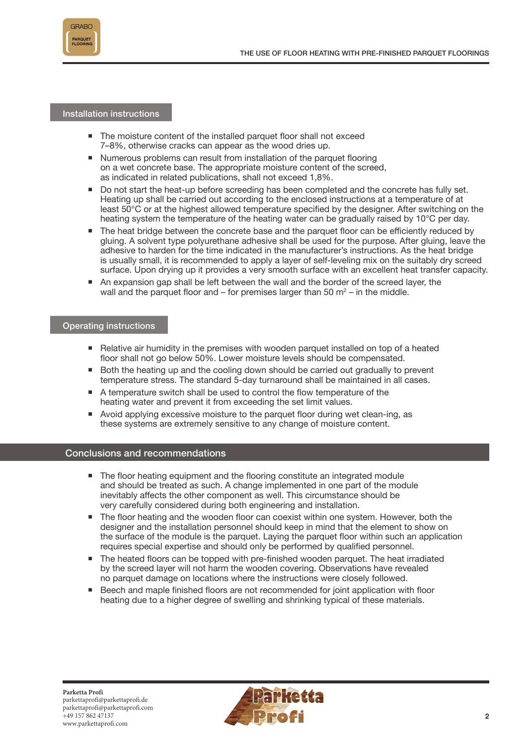## Installation instructions

- The moisture content of the installed parquet floor shall not exceed 7–8%, otherwise cracks can appear as the wood dries up.
- Numerous problems can result from installation of the parquet flooring on a wet concrete base. The appropriate moisture content of the screed, as indicated in related publications, shall not exceed 1,8%.
- Do not start the heat-up before screeding has been completed and the concrete has fully set. Heating up shall be carried out according to the enclosed instructions at a temperature of at least 50°C or at the highest allowed temperature specified by the designer. After switching on the heating system the temperature of the heating water can be gradually raised by 10°C per day.
- The heat bridge between the concrete base and the parquet floor can be efficiently reduced by gluing. A solvent type polyurethane adhesive shall be used for the purpose. After gluing, leave the adhesive to harden for the time indicated in the manufacturer's instructions. As the heat bridge is usually small, it is recommended to apply a layer of self-leveling mix on the suitably dry screed surface. Upon drying up it provides a very smooth surface with an excellent heat transfer capacity.
- An expansion gap shall be left between the wall and the border of the screed layer, the wall and the parquet floor and – for premises larger than 50 m$^2$ – in the middle.

## Operating instructions

- Relative air humidity in the premises with wooden parquet installed on top of a heated floor shall not go below 50%. Lower moisture levels should be compensated.
- Both the heating up and the cooling down should be carried out gradually to prevent temperature stress. The standard 5-day turnaround shall be maintained in all cases.
- A temperature switch shall be used to control the flow temperature of the heating water and prevent it from exceeding the set limit values.
- Avoid applying excessive moisture to the parquet floor during wet clean-ing, as these systems are extremely sensitive to any change of moisture content.

## Conclusions and recommendations

- The floor heating equipment and the flooring constitute an integrated module and should be treated as such. A change implemented in one part of the module inevitably affects the other component as well. This circumstance should be very carefully considered during both engineering and installation.
- The floor heating and the wooden floor can coexist within one system. However, both the designer and the installation personnel should keep in mind that the element to show on the surface of the module is the parquet. Laying the parquet floor within such an application requires special expertise and should only be performed by qualified personnel.
- The heated floors can be topped with pre-finished wooden parquet. The heat irradiated by the screed layer will not harm the wooden covering. Observations have revealed no parquet damage on locations where the instructions were closely followed.
- Beech and maple finished floors are not recommended for joint application with floor heating due to a higher degree of swelling and shrinking typical of these materials.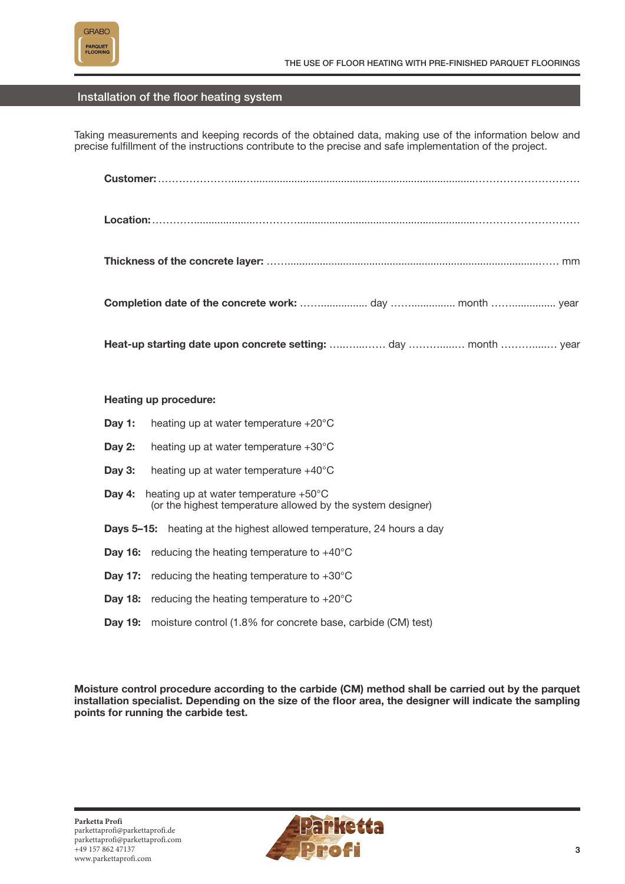## Installation of the floor heating system

Taking measurements and keeping records of the obtained data, making use of the information below and precise fulfillment of the instructions contribute to the precise and safe implementation of the project.

**Customer:** ..................................................................................................................................

**Location:** ..................................................................................................................................

**Thickness of the concrete layer:** .................................................................................................... mm

**Completion date of the concrete work:** ....................... day ....................... month ....................... year

**Heat-up starting date upon concrete setting:** ................. day ................. month ................. year

**Heating up procedure:**

**Day 1:** heating up at water temperature +20°C

**Day 2:** heating up at water temperature +30°C

**Day 3:** heating up at water temperature +40°C

**Day 4:** heating up at water temperature +50°C
(or the highest temperature allowed by the system designer)

**Days 5–15:** heating at the highest allowed temperature, 24 hours a day

**Day 16:** reducing the heating temperature to +40°C

**Day 17:** reducing the heating temperature to +30°C

**Day 18:** reducing the heating temperature to +20°C

**Day 19:** moisture control (1.8% for concrete base, carbide (CM) test)

**Moisture control procedure according to the carbide (CM) method shall be carried out by the parquet installation specialist. Depending on the size of the floor area, the designer will indicate the sampling points for running the carbide test.**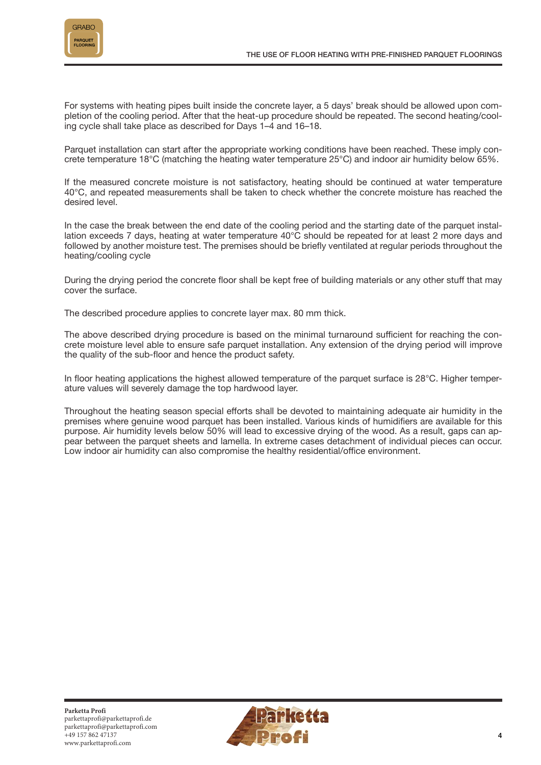For systems with heating pipes built inside the concrete layer, a 5 days' break should be allowed upon completion of the cooling period. After that the heat-up procedure should be repeated. The second heating/cooling cycle shall take place as described for Days 1–4 and 16–18.

Parquet installation can start after the appropriate working conditions have been reached. These imply concrete temperature 18°C (matching the heating water temperature 25°C) and indoor air humidity below 65%.

If the measured concrete moisture is not satisfactory, heating should be continued at water temperature 40°C, and repeated measurements shall be taken to check whether the concrete moisture has reached the desired level.

In the case the break between the end date of the cooling period and the starting date of the parquet installation exceeds 7 days, heating at water temperature 40°C should be repeated for at least 2 more days and followed by another moisture test. The premises should be briefly ventilated at regular periods throughout the heating/cooling cycle

During the drying period the concrete floor shall be kept free of building materials or any other stuff that may cover the surface.

The described procedure applies to concrete layer max. 80 mm thick.

The above described drying procedure is based on the minimal turnaround sufficient for reaching the concrete moisture level able to ensure safe parquet installation. Any extension of the drying period will improve the quality of the sub-floor and hence the product safety.

In floor heating applications the highest allowed temperature of the parquet surface is 28°C. Higher temperature values will severely damage the top hardwood layer.

Throughout the heating season special efforts shall be devoted to maintaining adequate air humidity in the premises where genuine wood parquet has been installed. Various kinds of humidifiers are available for this purpose. Air humidity levels below 50% will lead to excessive drying of the wood. As a result, gaps can appear between the parquet sheets and lamella. In extreme cases detachment of individual pieces can occur. Low indoor air humidity can also compromise the healthy residential/office environment.